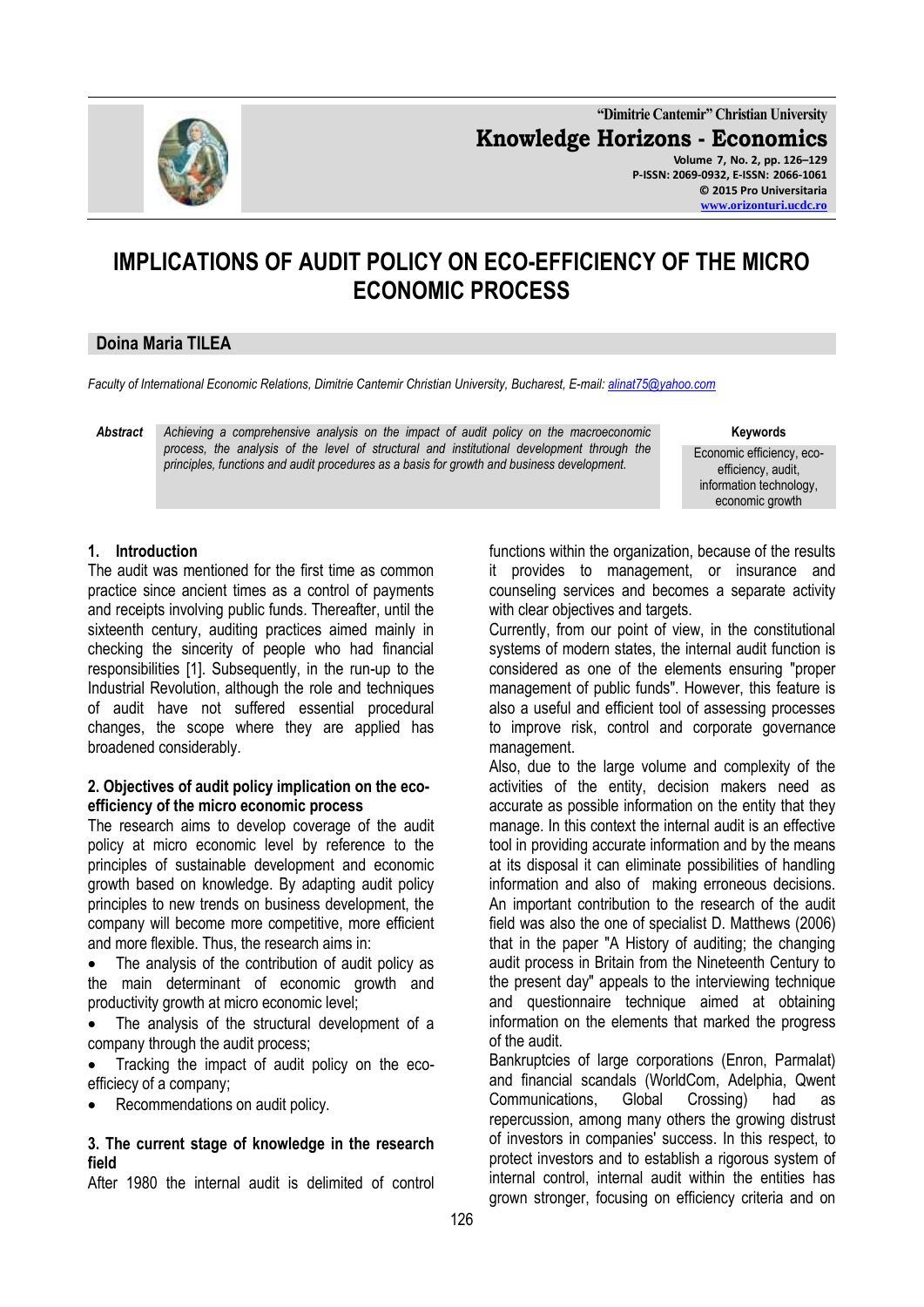# IMPLICATIONS OF AUDIT POLICY ON ECO-EFFICIENCY OF THE MICRO ECONOMIC PROCESS

**Doina Maria TILEA**

*Faculty of International Economic Relations, Dimitrie Cantemir Christian University, Bucharest, E-mail: alinat75@yahoo.com*

***Abstract*** *Achieving a comprehensive analysis on the impact of audit policy on the macroeconomic process, the analysis of the level of structural and institutional development through the principles, functions and audit procedures as a basis for growth and business development.*

**Keywords**
Economic efficiency, eco-efficiency, audit, information technology, economic growth

## 1. Introduction

The audit was mentioned for the first time as common practice since ancient times as a control of payments and receipts involving public funds. Thereafter, until the sixteenth century, auditing practices aimed mainly in checking the sincerity of people who had financial responsibilities [1]. Subsequently, in the run-up to the Industrial Revolution, although the role and techniques of audit have not suffered essential procedural changes, the scope where they are applied has broadened considerably.

## 2. Objectives of audit policy implication on the eco-efficiency of the micro economic process

The research aims to develop coverage of the audit policy at micro economic level by reference to the principles of sustainable development and economic growth based on knowledge. By adapting audit policy principles to new trends on business development, the company will become more competitive, more efficient and more flexible. Thus, the research aims in:

- The analysis of the contribution of audit policy as the main determinant of economic growth and productivity growth at micro economic level;
- The analysis of the structural development of a company through the audit process;
- Tracking the impact of audit policy on the eco-efficiency of a company;
- Recommendations on audit policy.

## 3. The current stage of knowledge in the research field

After 1980 the internal audit is delimited of control functions within the organization, because of the results it provides to management, or insurance and counseling services and becomes a separate activity with clear objectives and targets.

Currently, from our point of view, in the constitutional systems of modern states, the internal audit function is considered as one of the elements ensuring "proper management of public funds". However, this feature is also a useful and efficient tool of assessing processes to improve risk, control and corporate governance management.

Also, due to the large volume and complexity of the activities of the entity, decision makers need as accurate as possible information on the entity that they manage. In this context the internal audit is an effective tool in providing accurate information and by the means at its disposal it can eliminate possibilities of handling information and also of making erroneous decisions.

An important contribution to the research of the audit field was also the one of specialist D. Matthews (2006) that in the paper "A History of auditing; the changing audit process in Britain from the Nineteenth Century to the present day" appeals to the interviewing technique and questionnaire technique aimed at obtaining information on the elements that marked the progress of the audit.

Bankruptcies of large corporations (Enron, Parmalat) and financial scandals (WorldCom, Adelphia, Qwent Communications, Global Crossing) had as repercussion, among many others the growing distrust of investors in companies' success. In this respect, to protect investors and to establish a rigorous system of internal control, internal audit within the entities has grown stronger, focusing on efficiency criteria and on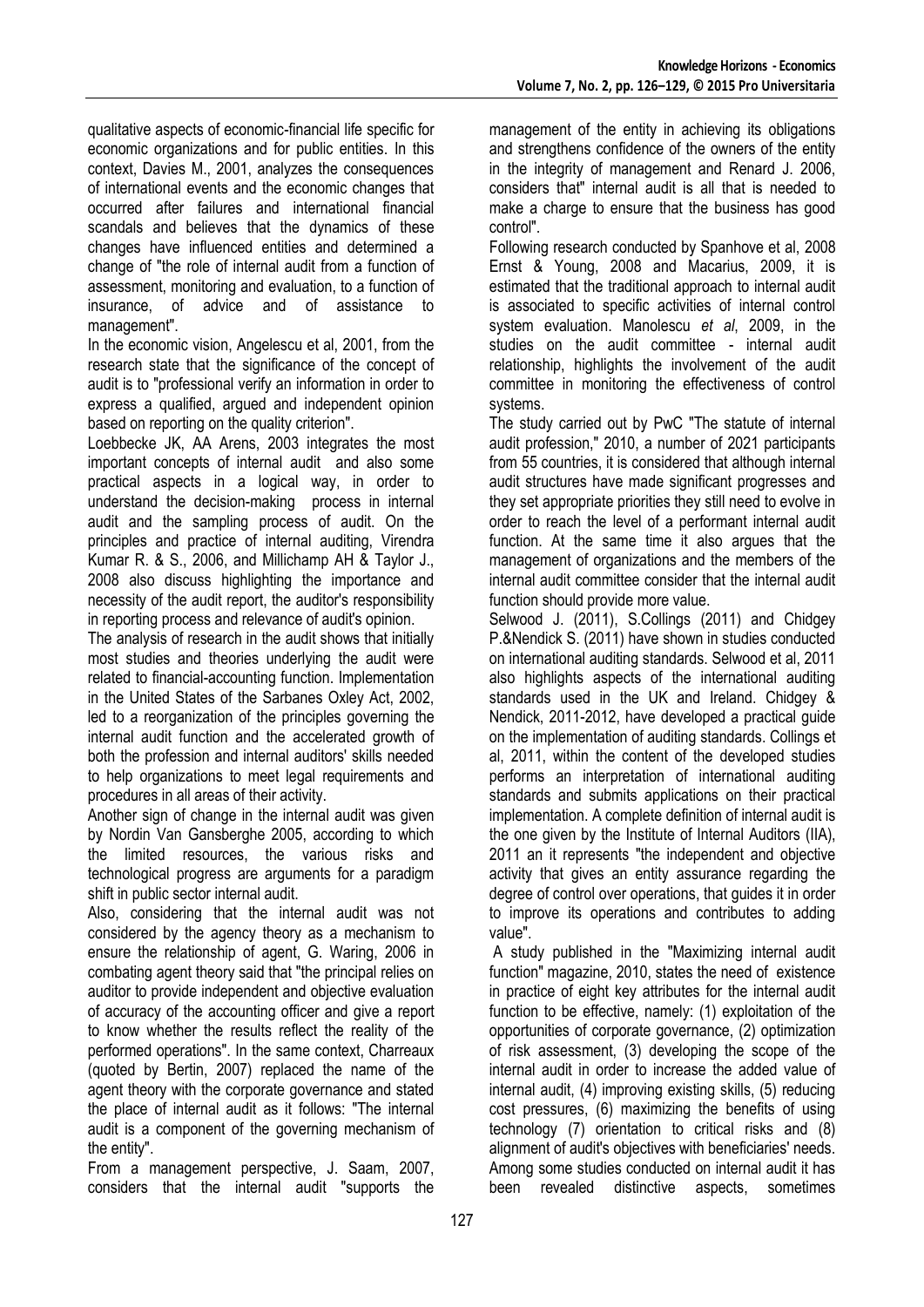qualitative aspects of economic-financial life specific for economic organizations and for public entities. In this context, Davies M., 2001, analyzes the consequences of international events and the economic changes that occurred after failures and international financial scandals and believes that the dynamics of these changes have influenced entities and determined a change of "the role of internal audit from a function of assessment, monitoring and evaluation, to a function of insurance, of advice and of assistance to management".

In the economic vision, Angelescu et al, 2001, from the research state that the significance of the concept of audit is to "professional verify an information in order to express a qualified, argued and independent opinion based on reporting on the quality criterion".

Loebbecke JK, AA Arens, 2003 integrates the most important concepts of internal audit and also some practical aspects in a logical way, in order to understand the decision-making process in internal audit and the sampling process of audit. On the principles and practice of internal auditing, Virendra Kumar R. & S., 2006, and Millichamp AH & Taylor J., 2008 also discuss highlighting the importance and necessity of the audit report, the auditor's responsibility in reporting process and relevance of audit's opinion.

The analysis of research in the audit shows that initially most studies and theories underlying the audit were related to financial-accounting function. Implementation in the United States of the Sarbanes Oxley Act, 2002, led to a reorganization of the principles governing the internal audit function and the accelerated growth of both the profession and internal auditors' skills needed to help organizations to meet legal requirements and procedures in all areas of their activity.

Another sign of change in the internal audit was given by Nordin Van Gansberghe 2005, according to which the limited resources, the various risks and technological progress are arguments for a paradigm shift in public sector internal audit.

Also, considering that the internal audit was not considered by the agency theory as a mechanism to ensure the relationship of agent, G. Waring, 2006 in combating agent theory said that "the principal relies on auditor to provide independent and objective evaluation of accuracy of the accounting officer and give a report to know whether the results reflect the reality of the performed operations". In the same context, Charreaux (quoted by Bertin, 2007) replaced the name of the agent theory with the corporate governance and stated the place of internal audit as it follows: "The internal audit is a component of the governing mechanism of the entity".

From a management perspective, J. Saam, 2007, considers that the internal audit "supports the management of the entity in achieving its obligations and strengthens confidence of the owners of the entity in the integrity of management and Renard J. 2006, considers that" internal audit is all that is needed to make a charge to ensure that the business has good control".

Following research conducted by Spanhove et al, 2008 Ernst & Young, 2008 and Macarius, 2009, it is estimated that the traditional approach to internal audit is associated to specific activities of internal control system evaluation. Manolescu *et al*, 2009, in the studies on the audit committee - internal audit relationship, highlights the involvement of the audit committee in monitoring the effectiveness of control systems.

The study carried out by PwC "The statute of internal audit profession," 2010, a number of 2021 participants from 55 countries, it is considered that although internal audit structures have made significant progresses and they set appropriate priorities they still need to evolve in order to reach the level of a performant internal audit function. At the same time it also argues that the management of organizations and the members of the internal audit committee consider that the internal audit function should provide more value.

Selwood J. (2011), S.Collings (2011) and Chidgey P.&Nendick S. (2011) have shown in studies conducted on international auditing standards. Selwood et al, 2011 also highlights aspects of the international auditing standards used in the UK and Ireland. Chidgey & Nendick, 2011-2012, have developed a practical guide on the implementation of auditing standards. Collings et al, 2011, within the content of the developed studies performs an interpretation of international auditing standards and submits applications on their practical implementation. A complete definition of internal audit is the one given by the Institute of Internal Auditors (IIA), 2011 an it represents "the independent and objective activity that gives an entity assurance regarding the degree of control over operations, that guides it in order to improve its operations and contributes to adding value".

A study published in the "Maximizing internal audit function" magazine, 2010, states the need of existence in practice of eight key attributes for the internal audit function to be effective, namely: (1) exploitation of the opportunities of corporate governance, (2) optimization of risk assessment, (3) developing the scope of the internal audit in order to increase the added value of internal audit, (4) improving existing skills, (5) reducing cost pressures, (6) maximizing the benefits of using technology (7) orientation to critical risks and (8) alignment of audit's objectives with beneficiaries' needs. Among some studies conducted on internal audit it has been revealed distinctive aspects, sometimes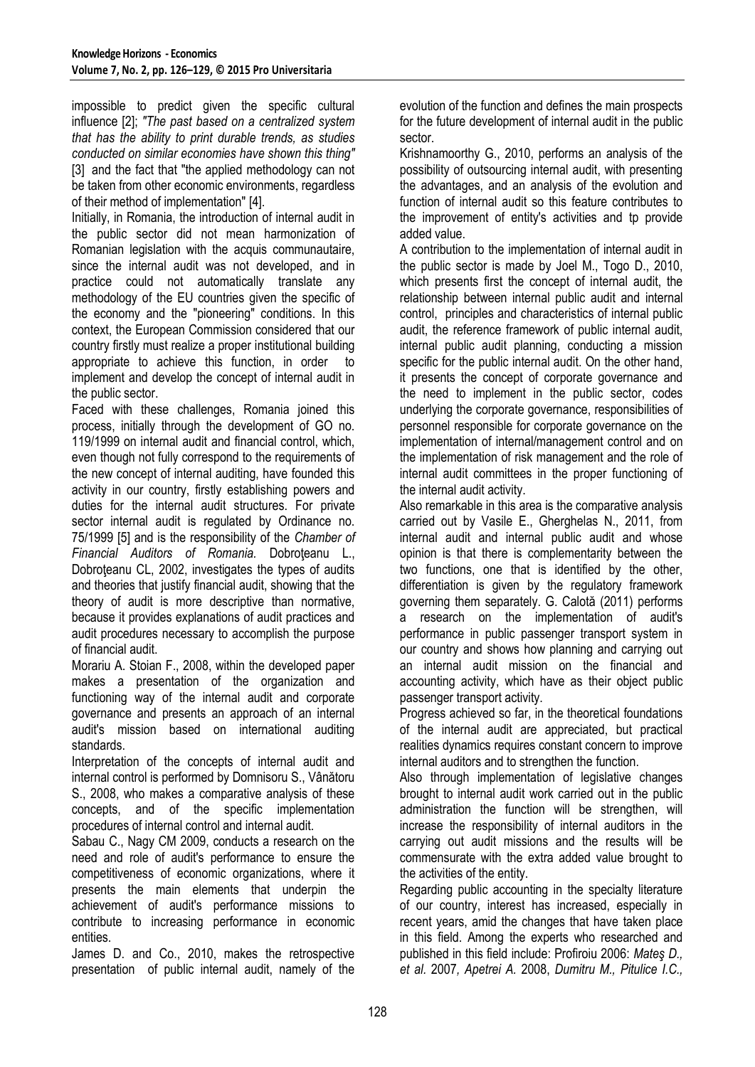impossible to predict given the specific cultural influence [2]; *"The past based on a centralized system that has the ability to print durable trends, as studies conducted on similar economies have shown this thing"* [3] and the fact that "the applied methodology can not be taken from other economic environments, regardless of their method of implementation" [4].

Initially, in Romania, the introduction of internal audit in the public sector did not mean harmonization of Romanian legislation with the acquis communautaire, since the internal audit was not developed, and in practice could not automatically translate any methodology of the EU countries given the specific of the economy and the "pioneering" conditions. In this context, the European Commission considered that our country firstly must realize a proper institutional building appropriate to achieve this function, in order to implement and develop the concept of internal audit in the public sector.

Faced with these challenges, Romania joined this process, initially through the development of GO no. 119/1999 on internal audit and financial control, which, even though not fully correspond to the requirements of the new concept of internal auditing, have founded this activity in our country, firstly establishing powers and duties for the internal audit structures. For private sector internal audit is regulated by Ordinance no. 75/1999 [5] and is the responsibility of the *Chamber of Financial Auditors of Romania.* Dobroţeanu L., Dobroţeanu CL, 2002, investigates the types of audits and theories that justify financial audit, showing that the theory of audit is more descriptive than normative, because it provides explanations of audit practices and audit procedures necessary to accomplish the purpose of financial audit.

Morariu A. Stoian F., 2008, within the developed paper makes a presentation of the organization and functioning way of the internal audit and corporate governance and presents an approach of an internal audit's mission based on international auditing standards.

Interpretation of the concepts of internal audit and internal control is performed by Domnisoru S., Vânătoru S., 2008, who makes a comparative analysis of these concepts, and of the specific implementation procedures of internal control and internal audit.

Sabau C., Nagy CM 2009, conducts a research on the need and role of audit's performance to ensure the competitiveness of economic organizations, where it presents the main elements that underpin the achievement of audit's performance missions to contribute to increasing performance in economic entities.

James D. and Co., 2010, makes the retrospective presentation of public internal audit, namely of the evolution of the function and defines the main prospects for the future development of internal audit in the public sector.

Krishnamoorthy G., 2010, performs an analysis of the possibility of outsourcing internal audit, with presenting the advantages, and an analysis of the evolution and function of internal audit so this feature contributes to the improvement of entity's activities and tp provide added value.

A contribution to the implementation of internal audit in the public sector is made by Joel M., Togo D., 2010, which presents first the concept of internal audit, the relationship between internal public audit and internal control, principles and characteristics of internal public audit, the reference framework of public internal audit, internal public audit planning, conducting a mission specific for the public internal audit. On the other hand, it presents the concept of corporate governance and the need to implement in the public sector, codes underlying the corporate governance, responsibilities of personnel responsible for corporate governance on the implementation of internal/management control and on the implementation of risk management and the role of internal audit committees in the proper functioning of the internal audit activity.

Also remarkable in this area is the comparative analysis carried out by Vasile E., Gherghelas N., 2011, from internal audit and internal public audit and whose opinion is that there is complementarity between the two functions, one that is identified by the other, differentiation is given by the regulatory framework governing them separately. G. Calotă (2011) performs a research on the implementation of audit's performance in public passenger transport system in our country and shows how planning and carrying out an internal audit mission on the financial and accounting activity, which have as their object public passenger transport activity.

Progress achieved so far, in the theoretical foundations of the internal audit are appreciated, but practical realities dynamics requires constant concern to improve internal auditors and to strengthen the function.

Also through implementation of legislative changes brought to internal audit work carried out in the public administration the function will be strengthen, will increase the responsibility of internal auditors in the carrying out audit missions and the results will be commensurate with the extra added value brought to the activities of the entity.

Regarding public accounting in the specialty literature of our country, interest has increased, especially in recent years, amid the changes that have taken place in this field. Among the experts who researched and published in this field include: Profiroiu 2006: *Mateş D., et al.* 2007*, Apetrei A.* 2008, *Dumitru M., Pitulice I.C.,*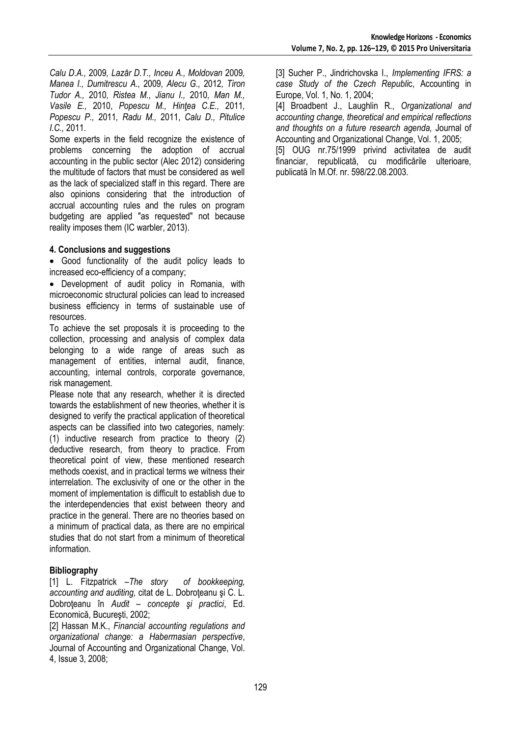*Calu D.A.,* 2009*, Lazăr D.T., Inceu A., Moldovan* 2009*, Manea I., Dumitrescu A.,* 2009*, Alecu G.,* 2012*, Tiron Tudor A.,* 2010*, Ristea M., Jianu I.,* 2010*, Man M., Vasile E.,* 2010, *Popescu M., Hinţea C.E.,* 2011*, Popescu P.,* 2011*, Radu M.,* 2011, *Calu D., Pitulice I.C.,* 2011.

Some experts in the field recognize the existence of problems concerning the adoption of accrual accounting in the public sector (Alec 2012) considering the multitude of factors that must be considered as well as the lack of specialized staff in this regard. There are also opinions considering that the introduction of accrual accounting rules and the rules on program budgeting are applied "as requested" not because reality imposes them (IC warbler, 2013).

## 4. Conclusions and suggestions

- Good functionality of the audit policy leads to increased eco-efficiency of a company;
- Development of audit policy in Romania, with microeconomic structural policies can lead to increased business efficiency in terms of sustainable use of resources.

To achieve the set proposals it is proceeding to the collection, processing and analysis of complex data belonging to a wide range of areas such as management of entities, internal audit, finance, accounting, internal controls, corporate governance, risk management.

Please note that any research, whether it is directed towards the establishment of new theories, whether it is designed to verify the practical application of theoretical aspects can be classified into two categories, namely: (1) inductive research from practice to theory (2) deductive research, from theory to practice. From theoretical point of view, these mentioned research methods coexist, and in practical terms we witness their interrelation. The exclusivity of one or the other in the moment of implementation is difficult to establish due to the interdependencies that exist between theory and practice in the general. There are no theories based on a minimum of practical data, as there are no empirical studies that do not start from a minimum of theoretical information.

## Bibliography

[1] L. Fitzpatrick –*The story of bookkeeping, accounting and auditing,* citat de L. Dobroţeanu şi C. L. Dobroţeanu în *Audit – concepte şi practici*, Ed. Economică, Bucureşti, 2002;

[2] Hassan M.K., *Financial accounting regulations and organizational change: a Habermasian perspective*, Journal of Accounting and Organizational Change, Vol. 4, Issue 3, 2008;

[3] Sucher P., Jindrichovska I., *Implementing IFRS: a case Study of the Czech Republic*, Accounting in Europe, Vol. 1, No. 1, 2004;

[4] Broadbent J., Laughlin R., *Organizational and accounting change, theoretical and empirical reflections and thoughts on a future research agenda,* Journal of Accounting and Organizational Change, Vol. 1, 2005;

[5] OUG nr.75/1999 privind activitatea de audit financiar, republicată, cu modificările ulterioare, publicată în M.Of. nr. 598/22.08.2003.